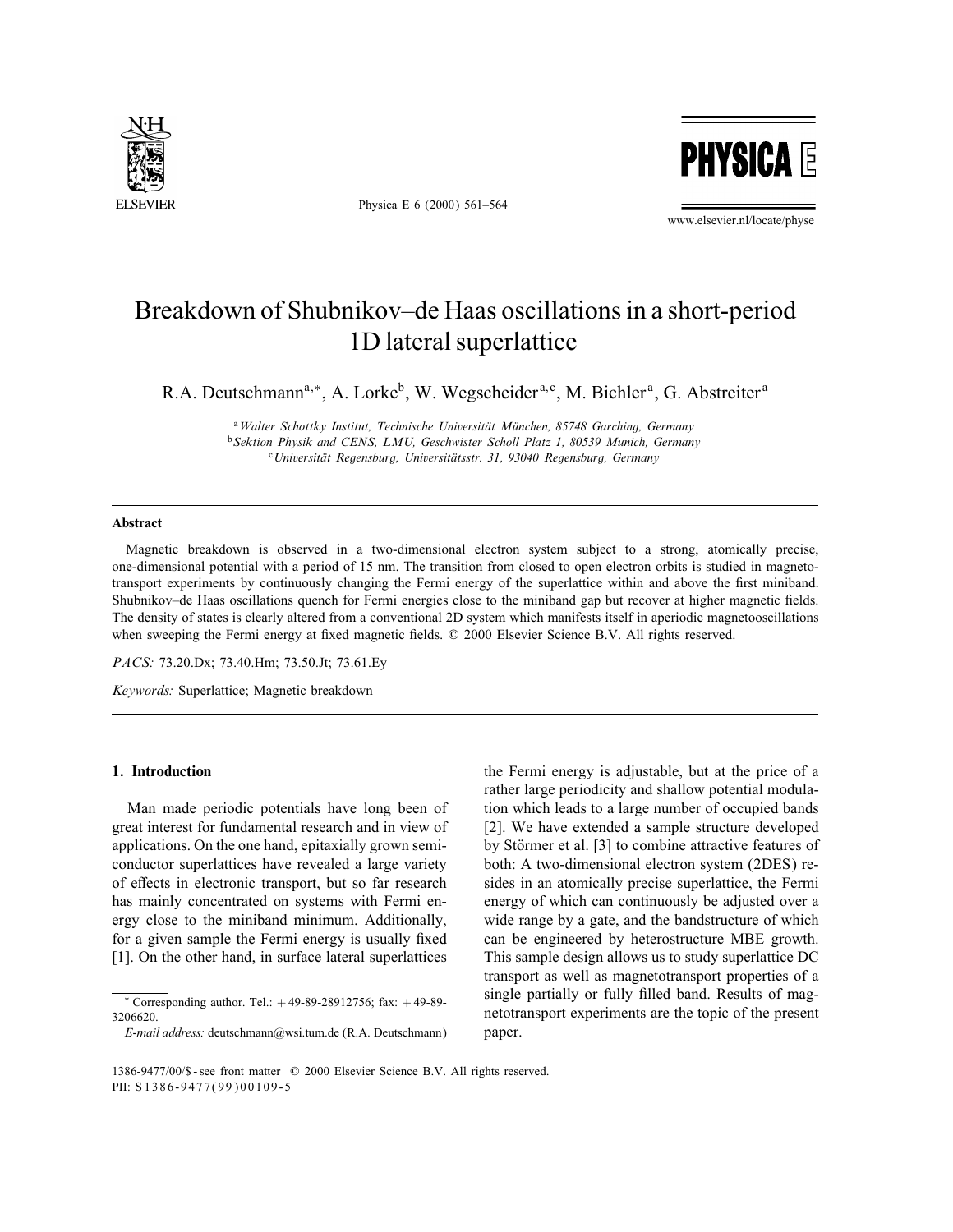# Breakdown of Shubnikov–de Haas oscillations in a short-period 1D lateral superlattice

R.A. Deutschmann[a,*], A. Lorke[b], W. Wegscheider[a,c], M. Bichler[a], G. Abstreiter[a]

[a] *Walter Schottky Institut, Technische Universität München, 85748 Garching, Germany*
[b] *Sektion Physik and CENS, LMU, Geschwister Scholl Platz 1, 80539 Munich, Germany*
[c] *Universität Regensburg, Universitätsstr. 31, 93040 Regensburg, Germany*

---

**Abstract**

Magnetic breakdown is observed in a two-dimensional electron system subject to a strong, atomically precise, one-dimensional potential with a period of 15 nm. The transition from closed to open electron orbits is studied in magneto-transport experiments by continuously changing the Fermi energy of the superlattice within and above the first miniband. Shubnikov–de Haas oscillations quench for Fermi energies close to the miniband gap but recover at higher magnetic fields. The density of states is clearly altered from a conventional 2D system which manifests itself in aperiodic magnetooscillations when sweeping the Fermi energy at fixed magnetic fields. © 2000 Elsevier Science B.V. All rights reserved.

*PACS:* 73.20.Dx; 73.40.Hm; 73.50.Jt; 73.61.Ey

*Keywords:* Superlattice; Magnetic breakdown

---

## 1. Introduction

Man made periodic potentials have long been of great interest for fundamental research and in view of applications. On the one hand, epitaxially grown semiconductor superlattices have revealed a large variety of effects in electronic transport, but so far research has mainly concentrated on systems with Fermi energy close to the miniband minimum. Additionally, for a given sample the Fermi energy is usually fixed [1]. On the other hand, in surface lateral superlattices the Fermi energy is adjustable, but at the price of a rather large periodicity and shallow potential modulation which leads to a large number of occupied bands [2]. We have extended a sample structure developed by Störmer et al. [3] to combine attractive features of both: A two-dimensional electron system (2DES) resides in an atomically precise superlattice, the Fermi energy of which can continuously be adjusted over a wide range by a gate, and the bandstructure of which can be engineered by heterostructure MBE growth. This sample design allows us to study superlattice DC transport as well as magnetotransport properties of a single partially or fully filled band. Results of magnetotransport experiments are the topic of the present paper.

---

* Corresponding author. Tel.: +49-89-28912756; fax: +49-89-3206620.

*E-mail address:* deutschmann@wsi.tum.de (R.A. Deutschmann)

1386-9477/00/$ - see front matter © 2000 Elsevier Science B.V. All rights reserved.
PII: S1386-9477(99)00109-5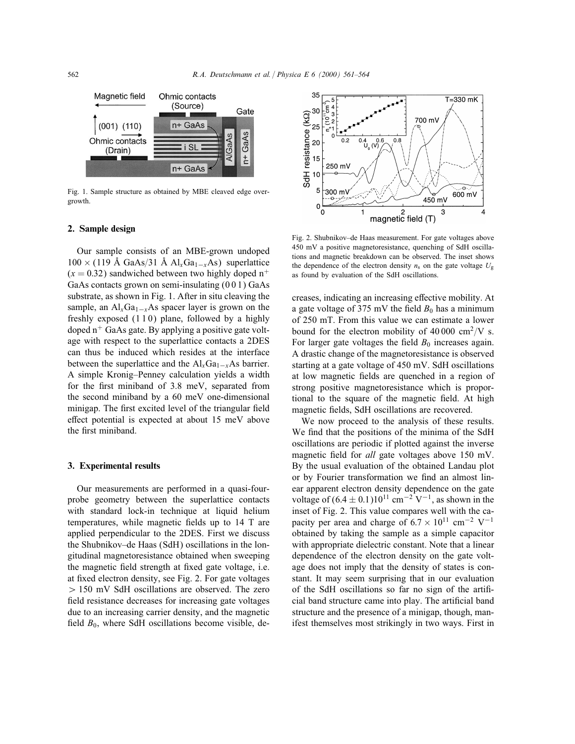Fig. 1. Sample structure as obtained by MBE cleaved edge overgrowth.

## 2. Sample design

Our sample consists of an MBE-grown undoped $100 \times (119$ Å GaAs/31 Å $Al_xGa_{1-x}As)$ superlattice $(x = 0.32)$ sandwiched between two highly doped $n^+$ GaAs contacts grown on semi-insulating (0 0 1) GaAs substrate, as shown in Fig. 1. After in situ cleaving the sample, an $Al_xGa_{1-x}As$ spacer layer is grown on the freshly exposed (1 1 0) plane, followed by a highly doped $n^+$ GaAs gate. By applying a positive gate voltage with respect to the superlattice contacts a 2DES can thus be induced which resides at the interface between the superlattice and the $Al_xGa_{1-x}As$ barrier. A simple Kronig–Penney calculation yields a width for the first miniband of 3.8 meV, separated from the second miniband by a 60 meV one-dimensional minigap. The first excited level of the triangular field effect potential is expected at about 15 meV above the first miniband.

## 3. Experimental results

Our measurements are performed in a quasi-four-probe geometry between the superlattice contacts with standard lock-in technique at liquid helium temperatures, while magnetic fields up to 14 T are applied perpendicular to the 2DES. First we discuss the Shubnikov–de Haas (SdH) oscillations in the longitudinal magnetoresistance obtained when sweeping the magnetic field strength at fixed gate voltage, i.e. at fixed electron density, see Fig. 2. For gate voltages $> 150$ mV SdH oscillations are observed. The zero field resistance decreases for increasing gate voltages due to an increasing carrier density, and the magnetic field $B_0$, where SdH oscillations become visible, decreases, indicating an increasing effective mobility. At a gate voltage of 375 mV the field $B_0$ has a minimum of 250 mT. From this value we can estimate a lower bound for the electron mobility of 40 000 $cm^2/V$ s. For larger gate voltages the field $B_0$ increases again. A drastic change of the magnetoresistance is observed starting at a gate voltage of 450 mV. SdH oscillations at low magnetic fields are quenched in a region of strong positive magnetoresistance which is proportional to the square of the magnetic field. At high magnetic fields, SdH oscillations are recovered.

Fig. 2. Shubnikov–de Haas measurement. For gate voltages above 450 mV a positive magnetoresistance, quenching of SdH oscillations and magnetic breakdown can be observed. The inset shows the dependence of the electron density $n_s$ on the gate voltage $U_g$ as found by evaluation of the SdH oscillations.

We now proceed to the analysis of these results. We find that the positions of the minima of the SdH oscillations are periodic if plotted against the inverse magnetic field for *all* gate voltages above 150 mV. By the usual evaluation of the obtained Landau plot or by Fourier transformation we find an almost linear apparent electron density dependence on the gate voltage of $(6.4 \pm 0.1)10^{11}$ $cm^{-2}$ $V^{-1}$, as shown in the inset of Fig. 2. This value compares well with the capacity per area and charge of $6.7 \times 10^{11}$ $cm^{-2}$ $V^{-1}$ obtained by taking the sample as a simple capacitor with appropriate dielectric constant. Note that a linear dependence of the electron density on the gate voltage does not imply that the density of states is constant. It may seem surprising that in our evaluation of the SdH oscillations so far no sign of the artificial band structure came into play. The artificial band structure and the presence of a minigap, though, manifest themselves most strikingly in two ways. First in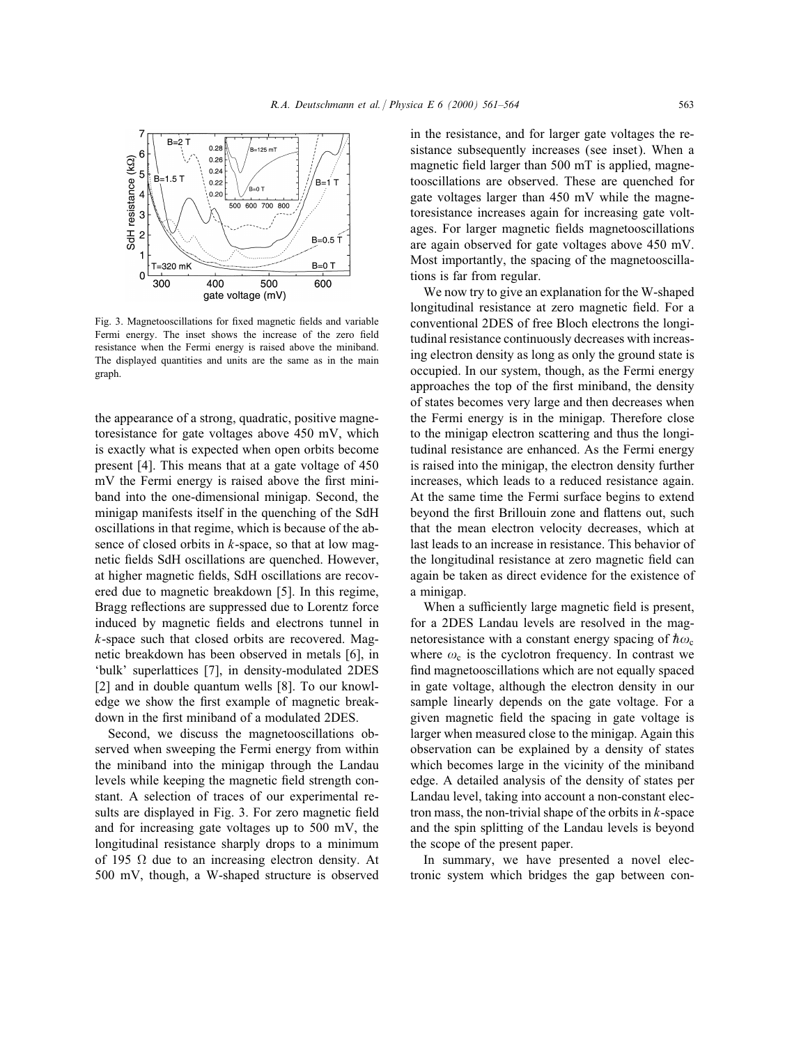Fig. 3. Magnetooscillations for fixed magnetic fields and variable Fermi energy. The inset shows the increase of the zero field resistance when the Fermi energy is raised above the miniband. The displayed quantities and units are the same as in the main graph.

the appearance of a strong, quadratic, positive magnetoresistance for gate voltages above 450 mV, which is exactly what is expected when open orbits become present [4]. This means that at a gate voltage of 450 mV the Fermi energy is raised above the first miniband into the one-dimensional minigap. Second, the minigap manifests itself in the quenching of the SdH oscillations in that regime, which is because of the absence of closed orbits in $k$-space, so that at low magnetic fields SdH oscillations are quenched. However, at higher magnetic fields, SdH oscillations are recovered due to magnetic breakdown [5]. In this regime, Bragg reflections are suppressed due to Lorentz force induced by magnetic fields and electrons tunnel in $k$-space such that closed orbits are recovered. Magnetic breakdown has been observed in metals [6], in 'bulk' superlattices [7], in density-modulated 2DES [2] and in double quantum wells [8]. To our knowledge we show the first example of magnetic breakdown in the first miniband of a modulated 2DES.

Second, we discuss the magnetooscillations observed when sweeping the Fermi energy from within the miniband into the minigap through the Landau levels while keeping the magnetic field strength constant. A selection of traces of our experimental results are displayed in Fig. 3. For zero magnetic field and for increasing gate voltages up to 500 mV, the longitudinal resistance sharply drops to a minimum of 195 Ω due to an increasing electron density. At 500 mV, though, a W-shaped structure is observed in the resistance, and for larger gate voltages the resistance subsequently increases (see inset). When a magnetic field larger than 500 mT is applied, magnetooscillations are observed. These are quenched for gate voltages larger than 450 mV while the magnetoresistance increases again for increasing gate voltages. For larger magnetic fields magnetooscillations are again observed for gate voltages above 450 mV. Most importantly, the spacing of the magnetooscillations is far from regular.

We now try to give an explanation for the W-shaped longitudinal resistance at zero magnetic field. For a conventional 2DES of free Bloch electrons the longitudinal resistance continuously decreases with increasing electron density as long as only the ground state is occupied. In our system, though, as the Fermi energy approaches the top of the first miniband, the density of states becomes very large and then decreases when the Fermi energy is in the minigap. Therefore close to the minigap electron scattering and thus the longitudinal resistance are enhanced. As the Fermi energy is raised into the minigap, the electron density further increases, which leads to a reduced resistance again. At the same time the Fermi surface begins to extend beyond the first Brillouin zone and flattens out, such that the mean electron velocity decreases, which at last leads to an increase in resistance. This behavior of the longitudinal resistance at zero magnetic field can again be taken as direct evidence for the existence of a minigap.

When a sufficiently large magnetic field is present, for a 2DES Landau levels are resolved in the magnetoresistance with a constant energy spacing of $\hbar\omega_c$ where $\omega_c$ is the cyclotron frequency. In contrast we find magnetooscillations which are not equally spaced in gate voltage, although the electron density in our sample linearly depends on the gate voltage. For a given magnetic field the spacing in gate voltage is larger when measured close to the minigap. Again this observation can be explained by a density of states which becomes large in the vicinity of the miniband edge. A detailed analysis of the density of states per Landau level, taking into account a non-constant electron mass, the non-trivial shape of the orbits in $k$-space and the spin splitting of the Landau levels is beyond the scope of the present paper.

In summary, we have presented a novel electronic system which bridges the gap between con-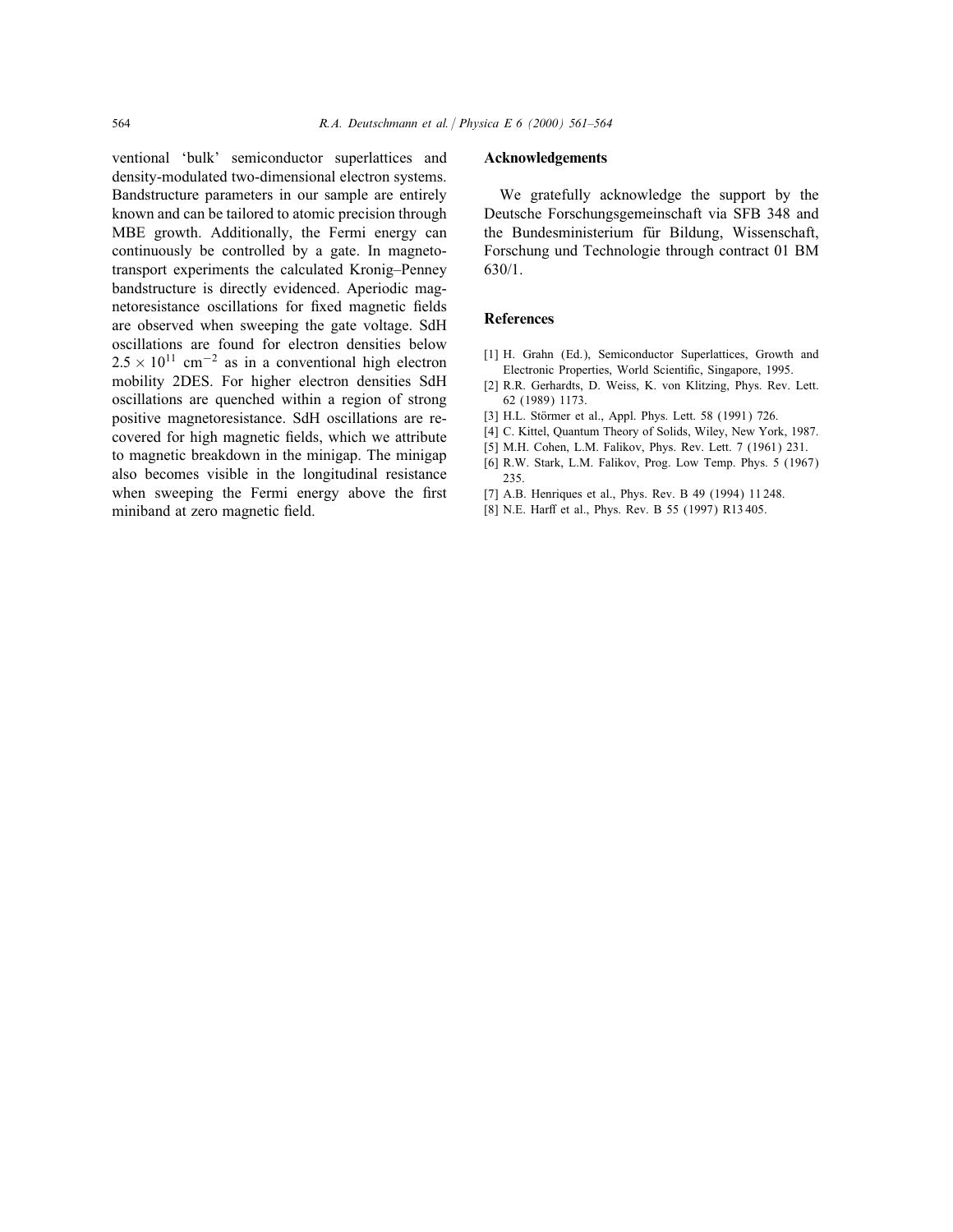ventional 'bulk' semiconductor superlattices and density-modulated two-dimensional electron systems. Bandstructure parameters in our sample are entirely known and can be tailored to atomic precision through MBE growth. Additionally, the Fermi energy can continuously be controlled by a gate. In magnetotransport experiments the calculated Kronig–Penney bandstructure is directly evidenced. Aperiodic magnetoresistance oscillations for fixed magnetic fields are observed when sweeping the gate voltage. SdH oscillations are found for electron densities below $2.5 \times 10^{11}\ \text{cm}^{-2}$ as in a conventional high electron mobility 2DES. For higher electron densities SdH oscillations are quenched within a region of strong positive magnetoresistance. SdH oscillations are recovered for high magnetic fields, which we attribute to magnetic breakdown in the minigap. The minigap also becomes visible in the longitudinal resistance when sweeping the Fermi energy above the first miniband at zero magnetic field.

## Acknowledgements

We gratefully acknowledge the support by the Deutsche Forschungsgemeinschaft via SFB 348 and the Bundesministerium für Bildung, Wissenschaft, Forschung und Technologie through contract 01 BM 630/1.

## References

[1] H. Grahn (Ed.), Semiconductor Superlattices, Growth and Electronic Properties, World Scientific, Singapore, 1995.

[2] R.R. Gerhardts, D. Weiss, K. von Klitzing, Phys. Rev. Lett. 62 (1989) 1173.

[3] H.L. Störmer et al., Appl. Phys. Lett. 58 (1991) 726.

[4] C. Kittel, Quantum Theory of Solids, Wiley, New York, 1987.

[5] M.H. Cohen, L.M. Falikov, Phys. Rev. Lett. 7 (1961) 231.

[6] R.W. Stark, L.M. Falikov, Prog. Low Temp. Phys. 5 (1967) 235.

[7] A.B. Henriques et al., Phys. Rev. B 49 (1994) 11 248.

[8] N.E. Harff et al., Phys. Rev. B 55 (1997) R13 405.